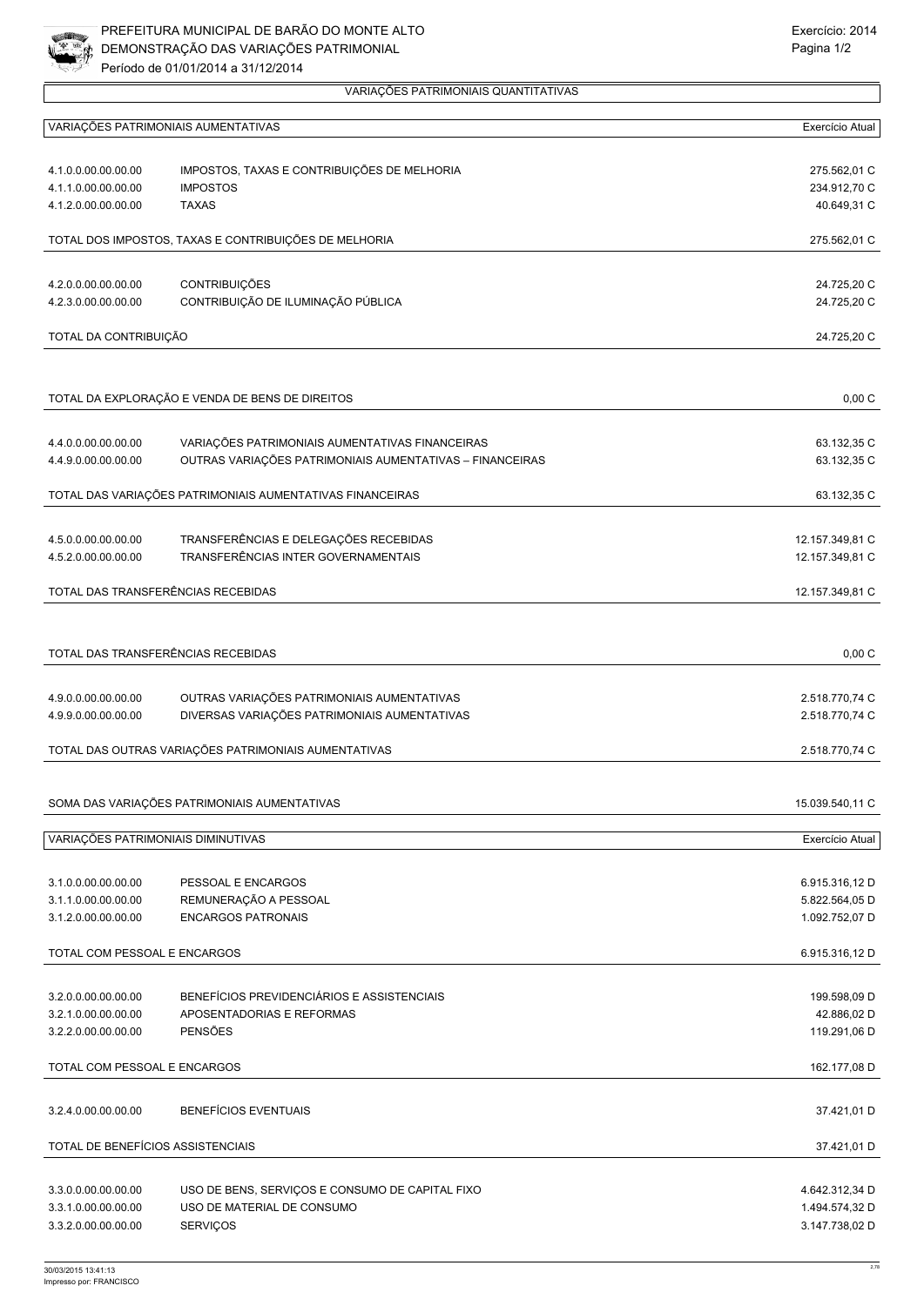PREFEITURA MUNICIPAL DE BARÃO DO MONTE ALTO
DEMONSTRAÇÃO DAS VARIAÇÕES PATRIMONIAL
Período de 01/01/2014 a 31/12/2014

Exercício: 2014

## VARIAÇÕES PATRIMONIAIS QUANTITATIVAS

| VARIAÇÕES PATRIMONIAIS AUMENTATIVAS | | Exercício Atual |
|---|---|---|
| 4.1.0.0.00.00.00.00 | IMPOSTOS, TAXAS E CONTRIBUIÇÕES DE MELHORIA | 275.562,01 C |
| 4.1.1.0.00.00.00.00 | IMPOSTOS | 234.912,70 C |
| 4.1.2.0.00.00.00.00 | TAXAS | 40.649,31 C |
| TOTAL DOS IMPOSTOS, TAXAS E CONTRIBUIÇÕES DE MELHORIA | | 275.562,01 C |
| 4.2.0.0.00.00.00.00 | CONTRIBUIÇÕES | 24.725,20 C |
| 4.2.3.0.00.00.00.00 | CONTRIBUIÇÃO DE ILUMINAÇÃO PÚBLICA | 24.725,20 C |
| TOTAL DA CONTRIBUIÇÃO | | 24.725,20 C |
| TOTAL DA EXPLORAÇÃO E VENDA DE BENS DE DIREITOS | | 0,00 C |
| 4.4.0.0.00.00.00.00 | VARIAÇÕES PATRIMONIAIS AUMENTATIVAS FINANCEIRAS | 63.132,35 C |
| 4.4.9.0.00.00.00.00 | OUTRAS VARIAÇÕES PATRIMONIAIS AUMENTATIVAS – FINANCEIRAS | 63.132,35 C |
| TOTAL DAS VARIAÇÕES PATRIMONIAIS AUMENTATIVAS FINANCEIRAS | | 63.132,35 C |
| 4.5.0.0.00.00.00.00 | TRANSFERÊNCIAS E DELEGAÇÕES RECEBIDAS | 12.157.349,81 C |
| 4.5.2.0.00.00.00.00 | TRANSFERÊNCIAS INTER GOVERNAMENTAIS | 12.157.349,81 C |
| TOTAL DAS TRANSFERÊNCIAS RECEBIDAS | | 12.157.349,81 C |
| TOTAL DAS TRANSFERÊNCIAS RECEBIDAS | | 0,00 C |
| 4.9.0.0.00.00.00.00 | OUTRAS VARIAÇÕES PATRIMONIAIS AUMENTATIVAS | 2.518.770,74 C |
| 4.9.9.0.00.00.00.00 | DIVERSAS VARIAÇÕES PATRIMONIAIS AUMENTATIVAS | 2.518.770,74 C |
| TOTAL DAS OUTRAS VARIAÇÕES PATRIMONIAIS AUMENTATIVAS | | 2.518.770,74 C |
| SOMA DAS VARIAÇÕES PATRIMONIAIS AUMENTATIVAS | | 15.039.540,11 C |

| VARIAÇÕES PATRIMONIAIS DIMINUTIVAS | | Exercício Atual |
|---|---|---|
| 3.1.0.0.00.00.00.00 | PESSOAL E ENCARGOS | 6.915.316,12 D |
| 3.1.1.0.00.00.00.00 | REMUNERAÇÃO A PESSOAL | 5.822.564,05 D |
| 3.1.2.0.00.00.00.00 | ENCARGOS PATRONAIS | 1.092.752,07 D |
| TOTAL COM PESSOAL E ENCARGOS | | 6.915.316,12 D |
| 3.2.0.0.00.00.00.00 | BENEFÍCIOS PREVIDENCIÁRIOS E ASSISTENCIAIS | 199.598,09 D |
| 3.2.1.0.00.00.00.00 | APOSENTADORIAS E REFORMAS | 42.886,02 D |
| 3.2.2.0.00.00.00.00 | PENSÕES | 119.291,06 D |
| TOTAL COM PESSOAL E ENCARGOS | | 162.177,08 D |
| 3.2.4.0.00.00.00.00 | BENEFÍCIOS EVENTUAIS | 37.421,01 D |
| TOTAL DE BENEFÍCIOS ASSISTENCIAIS | | 37.421,01 D |
| 3.3.0.0.00.00.00.00 | USO DE BENS, SERVIÇOS E CONSUMO DE CAPITAL FIXO | 4.642.312,34 D |
| 3.3.1.0.00.00.00.00 | USO DE MATERIAL DE CONSUMO | 1.494.574,32 D |
| 3.3.2.0.00.00.00.00 | SERVIÇOS | 3.147.738,02 D |

30/03/2015 13:41:13
Impresso por: FRANCISCO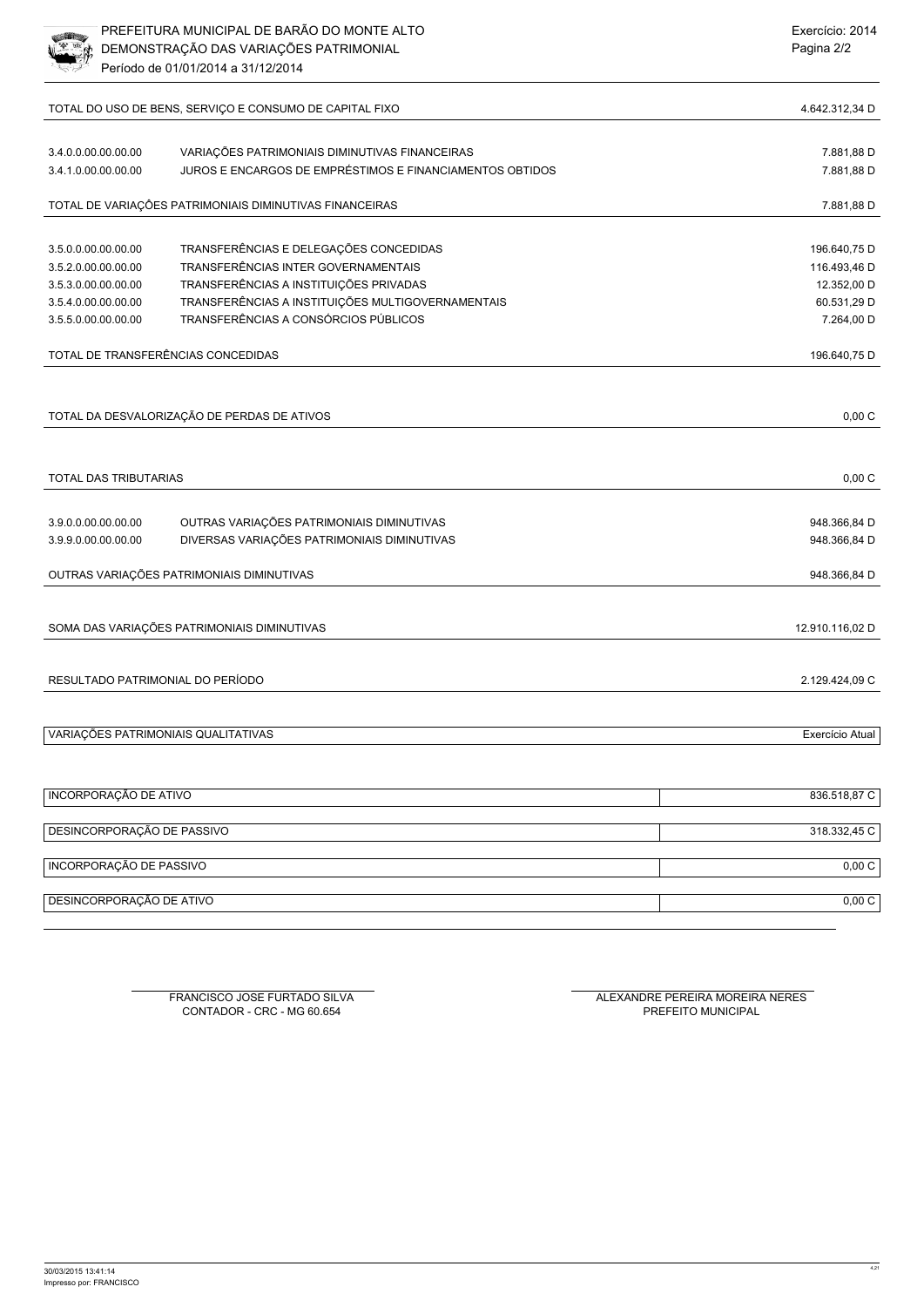PREFEITURA MUNICIPAL DE BARÃO DO MONTE ALTO
DEMONSTRAÇÃO DAS VARIAÇÕES PATRIMONIAL
Período de 01/01/2014 a 31/12/2014

Exercício: 2014

| | | |
|---|---|---|
| TOTAL DO USO DE BENS, SERVIÇO E CONSUMO DE CAPITAL FIXO | | 4.642.312,34 D |
| 3.4.0.0.00.00.00.00 | VARIAÇÕES PATRIMONIAIS DIMINUTIVAS FINANCEIRAS | 7.881,88 D |
| 3.4.1.0.00.00.00.00 | JUROS E ENCARGOS DE EMPRÉSTIMOS E FINANCIAMENTOS OBTIDOS | 7.881,88 D |
| TOTAL DE VARIAÇÕES PATRIMONIAIS DIMINUTIVAS FINANCEIRAS | | 7.881,88 D |
| 3.5.0.0.00.00.00.00 | TRANSFERÊNCIAS E DELEGAÇÕES CONCEDIDAS | 196.640,75 D |
| 3.5.2.0.00.00.00.00 | TRANSFERÊNCIAS INTER GOVERNAMENTAIS | 116.493,46 D |
| 3.5.3.0.00.00.00.00 | TRANSFERÊNCIAS A INSTITUIÇÕES PRIVADAS | 12.352,00 D |
| 3.5.4.0.00.00.00.00 | TRANSFERÊNCIAS A INSTITUIÇÕES MULTIGOVERNAMENTAIS | 60.531,29 D |
| 3.5.5.0.00.00.00.00 | TRANSFERÊNCIAS A CONSÓRCIOS PÚBLICOS | 7.264,00 D |
| TOTAL DE TRANSFERÊNCIAS CONCEDIDAS | | 196.640,75 D |
| TOTAL DA DESVALORIZAÇÃO DE PERDAS DE ATIVOS | | 0,00 C |
| TOTAL DAS TRIBUTARIAS | | 0,00 C |
| 3.9.0.0.00.00.00.00 | OUTRAS VARIAÇÕES PATRIMONIAIS DIMINUTIVAS | 948.366,84 D |
| 3.9.9.0.00.00.00.00 | DIVERSAS VARIAÇÕES PATRIMONIAIS DIMINUTIVAS | 948.366,84 D |
| OUTRAS VARIAÇÕES PATRIMONIAIS DIMINUTIVAS | | 948.366,84 D |
| SOMA DAS VARIAÇÕES PATRIMONIAIS DIMINUTIVAS | | 12.910.116,02 D |
| RESULTADO PATRIMONIAL DO PERÍODO | | 2.129.424,09 C |

| VARIAÇÕES PATRIMONIAIS QUALITATIVAS | Exercício Atual |
|---|---|
| INCORPORAÇÃO DE ATIVO | 836.518,87 C |
| DESINCORPORAÇÃO DE PASSIVO | 318.332,45 C |
| INCORPORAÇÃO DE PASSIVO | 0,00 C |
| DESINCORPORAÇÃO DE ATIVO | 0,00 C |

FRANCISCO JOSE FURTADO SILVA
CONTADOR - CRC - MG 60.654

ALEXANDRE PEREIRA MOREIRA NERES
PREFEITO MUNICIPAL

30/03/2015 13:41:14
Impresso por: FRANCISCO